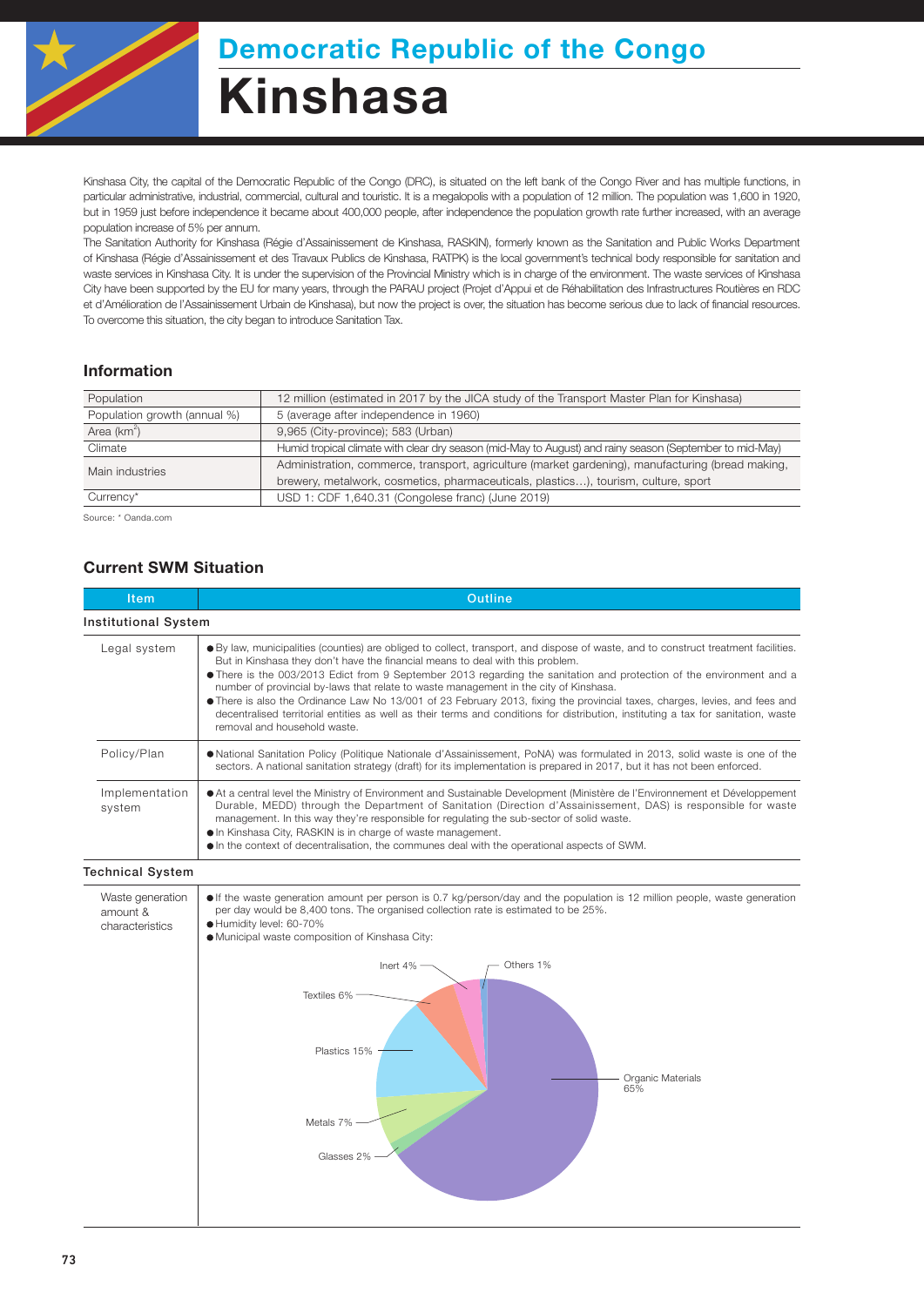# Democratic Republic of the Congo

# Kinshasa

Kinshasa City, the capital of the Democratic Republic of the Congo (DRC), is situated on the left bank of the Congo River and has multiple functions, in particular administrative, industrial, commercial, cultural and touristic. It is a megalopolis with a population of 12 million. The population was 1,600 in 1920, but in 1959 just before independence it became about 400,000 people, after independence the population growth rate further increased, with an average population increase of 5% per annum.

The Sanitation Authority for Kinshasa (Régie d'Assainissement de Kinshasa, RASKIN), formerly known as the Sanitation and Public Works Department of Kinshasa (Régie d'Assainissement et des Travaux Publics de Kinshasa, RATPK) is the local government's technical body responsible for sanitation and waste services in Kinshasa City. It is under the supervision of the Provincial Ministry which is in charge of the environment. The waste services of Kinshasa City have been supported by the EU for many years, through the PARAU project (Projet d'Appui et de Réhabilitation des Infrastructures Routières en RDC et d'Amélioration de l'Assainissement Urbain de Kinshasa), but now the project is over, the situation has become serious due to lack of financial resources. To overcome this situation, the city began to introduce Sanitation Tax.

## Information

| | |
|---|---|
| Population | 12 million (estimated in 2017 by the JICA study of the Transport Master Plan for Kinshasa) |
| Population growth (annual %) | 5 (average after independence in 1960) |
| Area (km$^2$) | 9,965 (City-province); 583 (Urban) |
| Climate | Humid tropical climate with clear dry season (mid-May to August) and rainy season (September to mid-May) |
| Main industries | Administration, commerce, transport, agriculture (market gardening), manufacturing (bread making, brewery, metalwork, cosmetics, pharmaceuticals, plastics…), tourism, culture, sport |
| Currency* | USD 1: CDF 1,640.31 (Congolese franc) (June 2019) |

Source: * Oanda.com

## Current SWM Situation

| Item | Outline |
|---|---|
| **Institutional System** | |
| Legal system | ● By law, municipalities (counties) are obliged to collect, transport, and dispose of waste, and to construct treatment facilities. But in Kinshasa they don't have the financial means to deal with this problem.<br>● There is the 003/2013 Edict from 9 September 2013 regarding the sanitation and protection of the environment and a number of provincial by-laws that relate to waste management in the city of Kinshasa.<br>● There is also the Ordinance Law No 13/001 of 23 February 2013, fixing the provincial taxes, charges, levies, and fees and decentralised territorial entities as well as their terms and conditions for distribution, instituting a tax for sanitation, waste removal and household waste. |
| Policy/Plan | ● National Sanitation Policy (Politique Nationale d'Assainissement, PoNA) was formulated in 2013, solid waste is one of the sectors. A national sanitation strategy (draft) for its implementation is prepared in 2017, but it has not been enforced. |
| Implementation system | ● At a central level the Ministry of Environment and Sustainable Development (Ministère de l'Environnement et Développement Durable, MEDD) through the Department of Sanitation (Direction d'Assainissement, DAS) is responsible for waste management. In this way they're responsible for regulating the sub-sector of solid waste.<br>● In Kinshasa City, RASKIN is in charge of waste management.<br>● In the context of decentralisation, the communes deal with the operational aspects of SWM. |
| **Technical System** | |
| Waste generation amount & characteristics | ● If the waste generation amount per person is 0.7 kg/person/day and the population is 12 million people, waste generation per day would be 8,400 tons. The organised collection rate is estimated to be 25%.<br>● Humidity level: 60-70%<br>● Municipal waste composition of Kinshasa City:<br>Organic Materials 65%, Plastics 15%, Metals 7%, Textiles 6%, Inert 4%, Glasses 2%, Others 1% |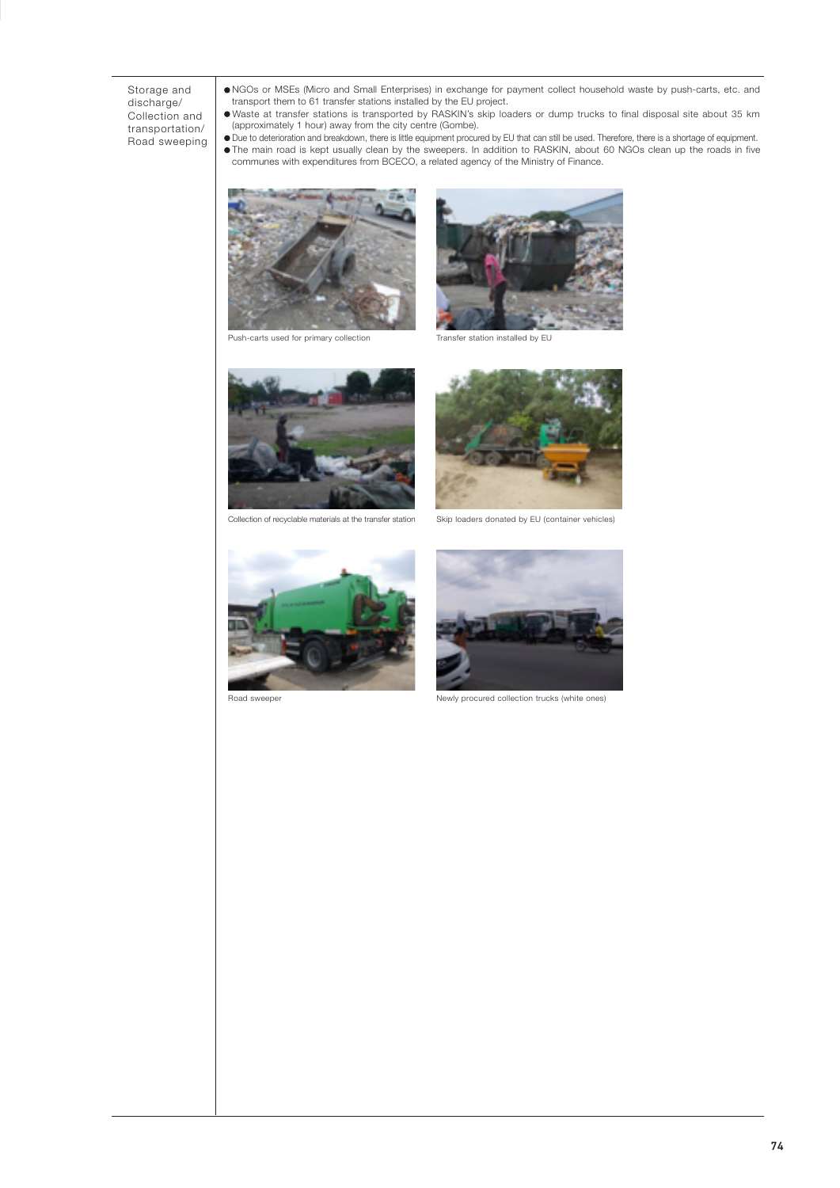| | |
|---|---|
| Storage and discharge/ Collection and transportation/ Road sweeping | ● NGOs or MSEs (Micro and Small Enterprises) in exchange for payment collect household waste by push-carts, etc. and transport them to 61 transfer stations installed by the EU project.<br>● Waste at transfer stations is transported by RASKIN's skip loaders or dump trucks to final disposal site about 35 km (approximately 1 hour) away from the city centre (Gombe).<br>● Due to deterioration and breakdown, there is little equipment procured by EU that can still be used. Therefore, there is a shortage of equipment.<br>● The main road is kept usually clean by the sweepers. In addition to RASKIN, about 60 NGOs clean up the roads in five communes with expenditures from BCECO, a related agency of the Ministry of Finance. |

Push-carts used for primary collection

Transfer station installed by EU

Collection of recyclable materials at the transfer station

Skip loaders donated by EU (container vehicles)

Road sweeper

Newly procured collection trucks (white ones)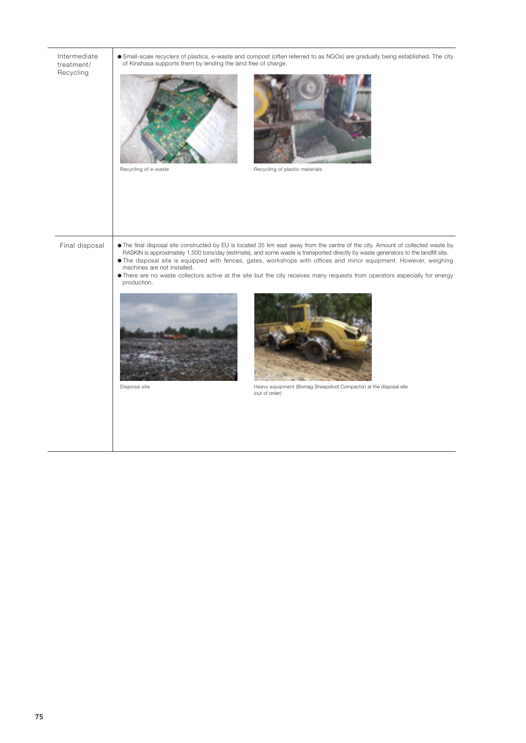| | |
|---|---|
| Intermediate treatment/ Recycling | ● Small-scale recyclers of plastics, e-waste and compost (often referred to as NGOs) are gradually being established. The city of Kinshasa supports them by lending the land free of charge.<br><br>Recycling of e-waste<br><br>Recycling of plastic materials |
| Final disposal | ● The final disposal site constructed by EU is located 35 km east away from the centre of the city. Amount of collected waste by RASKIN is approximately 1,500 tons/day (estimate), and some waste is transported directly by waste generators to the landfill site.<br>● The disposal site is equipped with fences, gates, workshops with offices and minor equipment. However, weighing machines are not installed.<br>● There are no waste collectors active at the site but the city receives many requests from operators especially for energy production.<br><br>Disposal site<br><br>Heavy equipment (Bomag Sheepsfoot Compactor) at the disposal site (out of order) |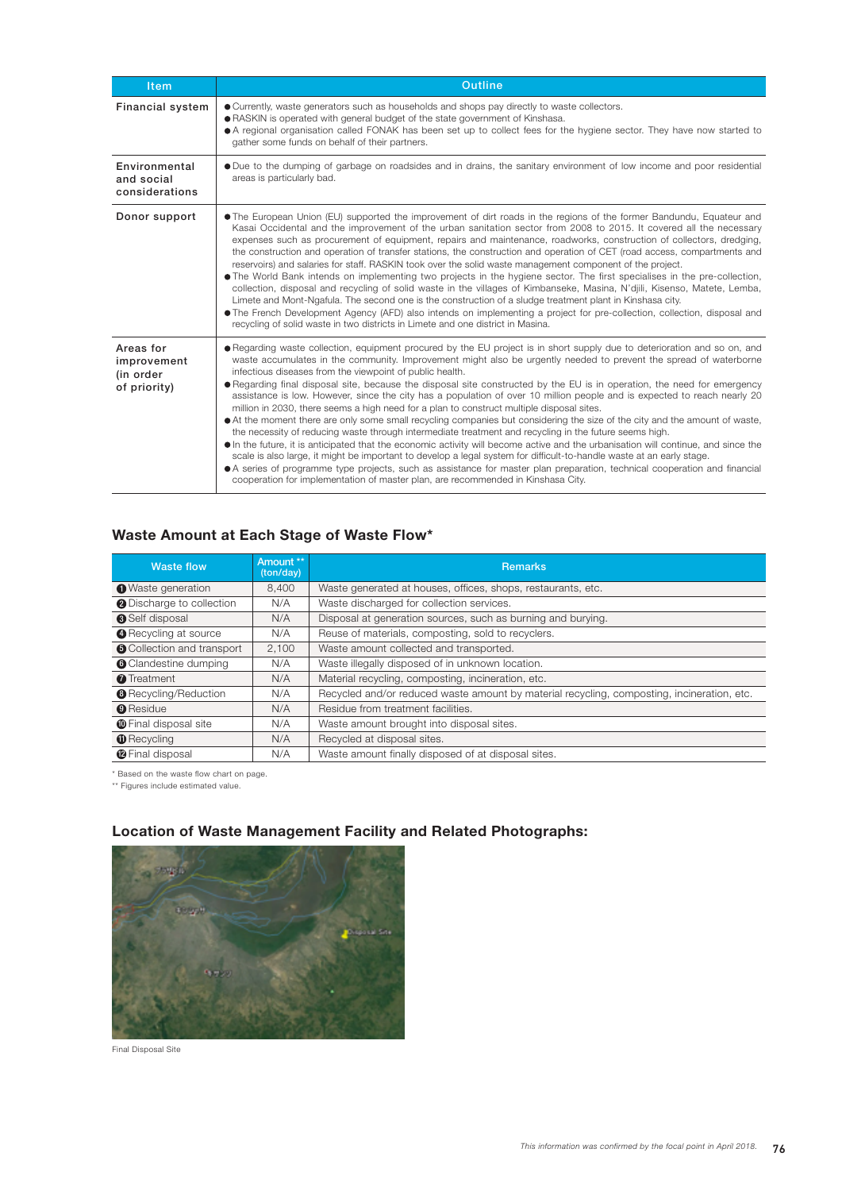| Item | Outline |
|---|---|
| Financial system | ● Currently, waste generators such as households and shops pay directly to waste collectors.<br>● RASKIN is operated with general budget of the state government of Kinshasa.<br>● A regional organisation called FONAK has been set up to collect fees for the hygiene sector. They have now started to gather some funds on behalf of their partners. |
| Environmental and social considerations | ● Due to the dumping of garbage on roadsides and in drains, the sanitary environment of low income and poor residential areas is particularly bad. |
| Donor support | ● The European Union (EU) supported the improvement of dirt roads in the regions of the former Bandundu, Equateur and Kasai Occidental and the improvement of the urban sanitation sector from 2008 to 2015. It covered all the necessary expenses such as procurement of equipment, repairs and maintenance, roadworks, construction of collectors, dredging, the construction and operation of transfer stations, the construction and operation of CET (road access, compartments and reservoirs) and salaries for staff. RASKIN took over the solid waste management component of the project.<br>● The World Bank intends on implementing two projects in the hygiene sector. The first specialises in the pre-collection, collection, disposal and recycling of solid waste in the villages of Kimbanseke, Masina, N'djili, Kisenso, Matete, Lemba, Limete and Mont-Ngafula. The second one is the construction of a sludge treatment plant in Kinshasa city.<br>● The French Development Agency (AFD) also intends on implementing a project for pre-collection, collection, disposal and recycling of solid waste in two districts in Limete and one district in Masina. |
| Areas for improvement (in order of priority) | ● Regarding waste collection, equipment procured by the EU project is in short supply due to deterioration and so on, and waste accumulates in the community. Improvement might also be urgently needed to prevent the spread of waterborne infectious diseases from the viewpoint of public health.<br>● Regarding final disposal site, because the disposal site constructed by the EU is in operation, the need for emergency assistance is low. However, since the city has a population of over 10 million people and is expected to reach nearly 20 million in 2030, there seems a high need for a plan to construct multiple disposal sites.<br>● At the moment there are only some small recycling companies but considering the size of the city and the amount of waste, the necessity of reducing waste through intermediate treatment and recycling in the future seems high.<br>● In the future, it is anticipated that the economic activity will become active and the urbanisation will continue, and since the scale is also large, it might be important to develop a legal system for difficult-to-handle waste at an early stage.<br>● A series of programme type projects, such as assistance for master plan preparation, technical cooperation and financial cooperation for implementation of master plan, are recommended in Kinshasa City. |

## Waste Amount at Each Stage of Waste Flow*

| Waste flow | Amount ** (ton/day) | Remarks |
|---|---|---|
| ❶ Waste generation | 8,400 | Waste generated at houses, offices, shops, restaurants, etc. |
| ❷ Discharge to collection | N/A | Waste discharged for collection services. |
| ❸ Self disposal | N/A | Disposal at generation sources, such as burning and burying. |
| ❹ Recycling at source | N/A | Reuse of materials, composting, sold to recyclers. |
| ❺ Collection and transport | 2,100 | Waste amount collected and transported. |
| ❻ Clandestine dumping | N/A | Waste illegally disposed of in unknown location. |
| ❼ Treatment | N/A | Material recycling, composting, incineration, etc. |
| ❽ Recycling/Reduction | N/A | Recycled and/or reduced waste amount by material recycling, composting, incineration, etc. |
| ❾ Residue | N/A | Residue from treatment facilities. |
| ❿ Final disposal site | N/A | Waste amount brought into disposal sites. |
| ⓫ Recycling | N/A | Recycled at disposal sites. |
| ⓬ Final disposal | N/A | Waste amount finally disposed of at disposal sites. |

\* Based on the waste flow chart on page.

\*\* Figures include estimated value.

## Location of Waste Management Facility and Related Photographs:

Final Disposal Site

*This information was confirmed by the focal point in April 2018.*